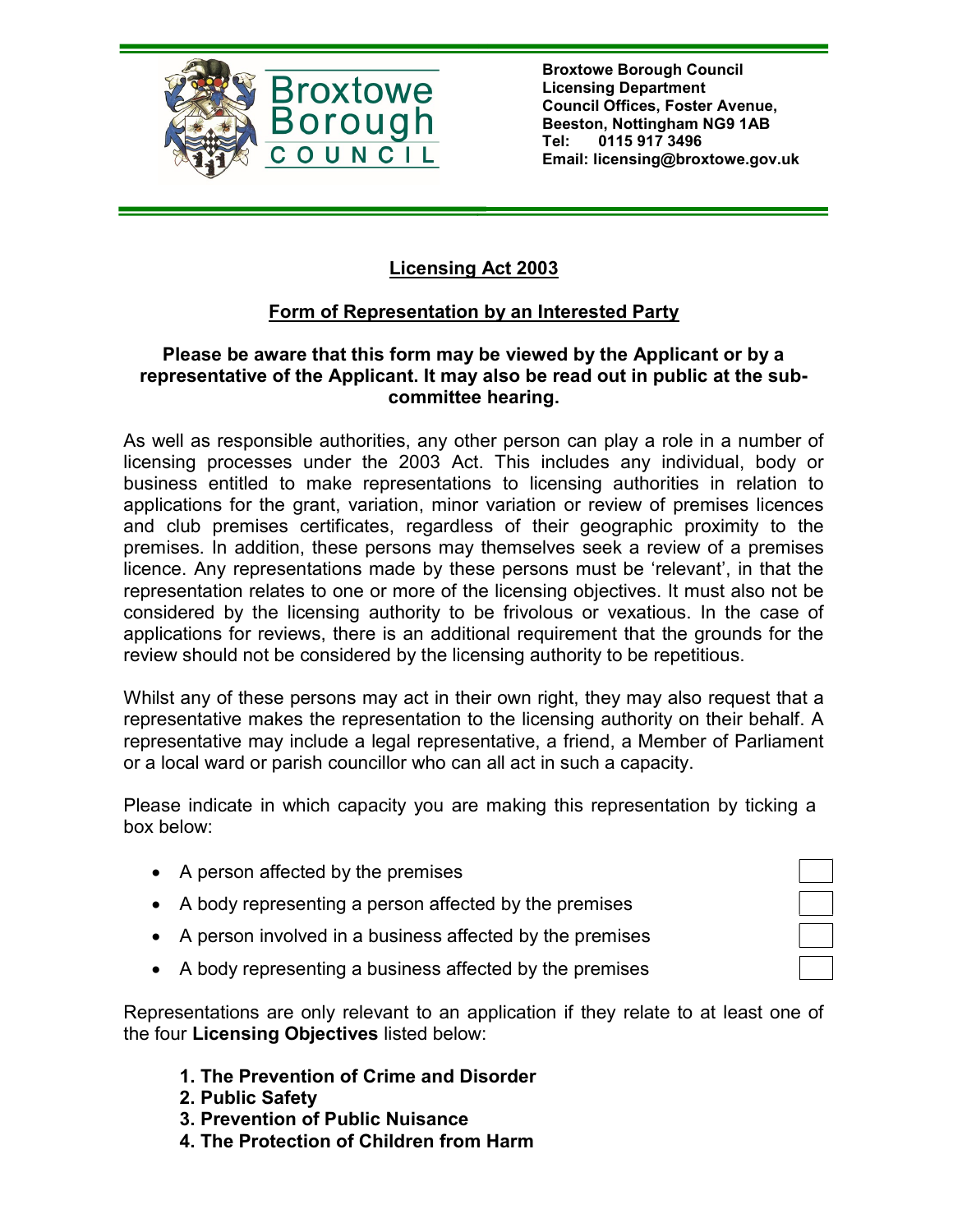Broxtowe Borough Council
Licensing Department
Council Offices, Foster Avenue,
Beeston, Nottingham NG9 1AB
Tel: 0115 917 3496
Email: licensing@broxtowe.gov.uk

## Licensing Act 2003

## Form of Representation by an Interested Party

**Please be aware that this form may be viewed by the Applicant or by a representative of the Applicant. It may also be read out in public at the sub-committee hearing.**

As well as responsible authorities, any other person can play a role in a number of licensing processes under the 2003 Act. This includes any individual, body or business entitled to make representations to licensing authorities in relation to applications for the grant, variation, minor variation or review of premises licences and club premises certificates, regardless of their geographic proximity to the premises. In addition, these persons may themselves seek a review of a premises licence. Any representations made by these persons must be 'relevant', in that the representation relates to one or more of the licensing objectives. It must also not be considered by the licensing authority to be frivolous or vexatious. In the case of applications for reviews, there is an additional requirement that the grounds for the review should not be considered by the licensing authority to be repetitious.

Whilst any of these persons may act in their own right, they may also request that a representative makes the representation to the licensing authority on their behalf. A representative may include a legal representative, a friend, a Member of Parliament or a local ward or parish councillor who can all act in such a capacity.

Please indicate in which capacity you are making this representation by ticking a box below:

- A person affected by the premises ☐
- A body representing a person affected by the premises ☐
- A person involved in a business affected by the premises ☐
- A body representing a business affected by the premises ☐

Representations are only relevant to an application if they relate to at least one of the four **Licensing Objectives** listed below:

1. **The Prevention of Crime and Disorder**
2. **Public Safety**
3. **Prevention of Public Nuisance**
4. **The Protection of Children from Harm**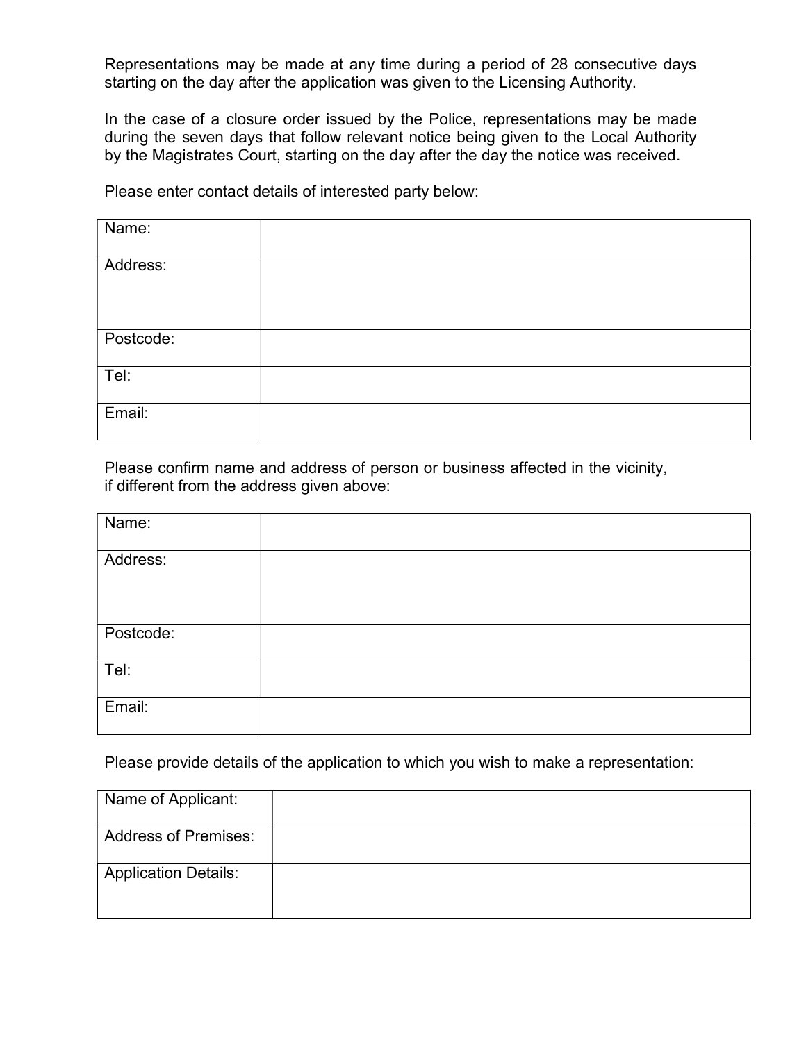Representations may be made at any time during a period of 28 consecutive days starting on the day after the application was given to the Licensing Authority.

In the case of a closure order issued by the Police, representations may be made during the seven days that follow relevant notice being given to the Local Authority by the Magistrates Court, starting on the day after the day the notice was received.

Please enter contact details of interested party below:

| Name: | |
|---|---|
| Address: | |
| Postcode: | |
| Tel: | |
| Email: | |

Please confirm name and address of person or business affected in the vicinity, if different from the address given above:

| Name: | |
|---|---|
| Address: | |
| Postcode: | |
| Tel: | |
| Email: | |

Please provide details of the application to which you wish to make a representation:

| Name of Applicant: | |
|---|---|
| Address of Premises: | |
| Application Details: | |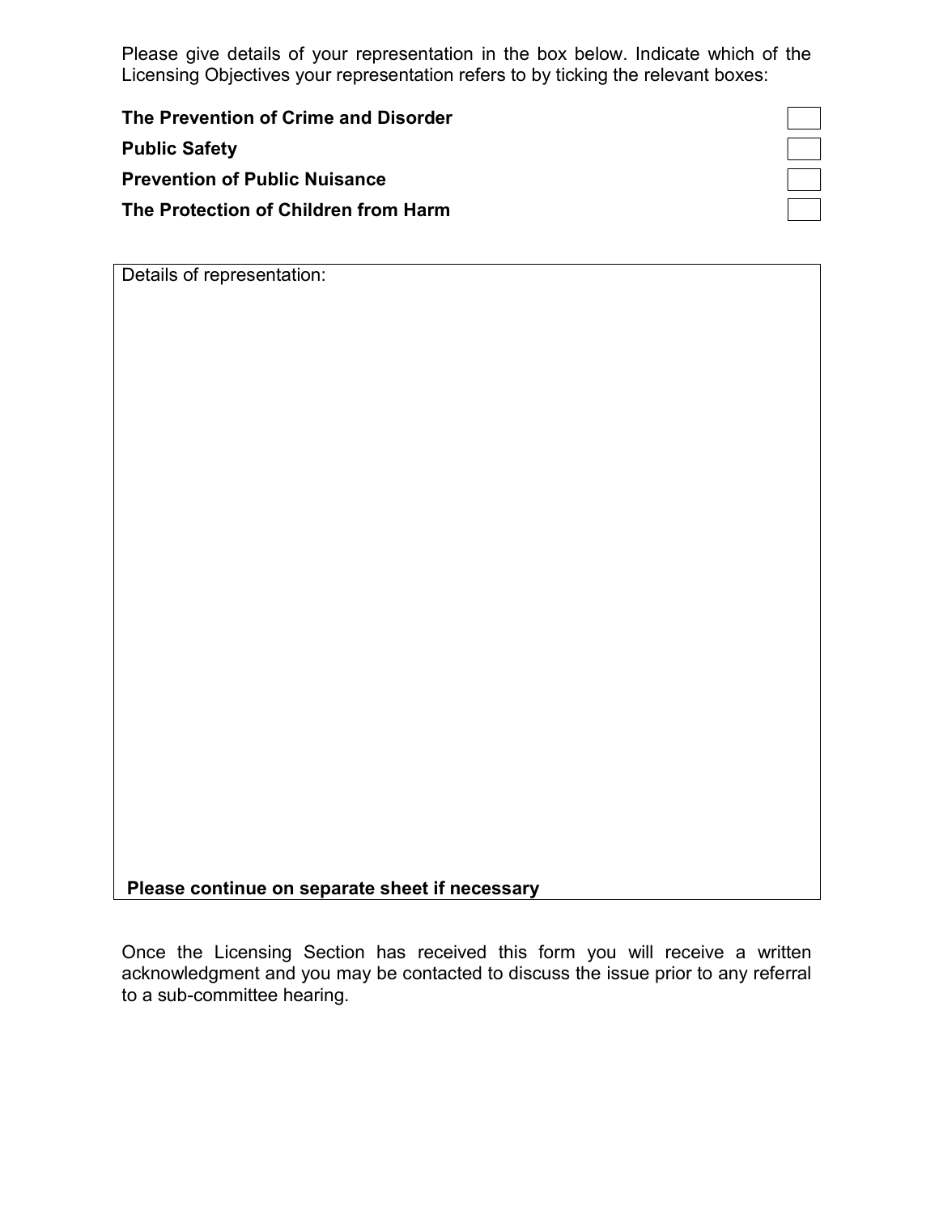Please give details of your representation in the box below. Indicate which of the Licensing Objectives your representation refers to by ticking the relevant boxes:

| | |
|---|---|
| **The Prevention of Crime and Disorder** | ☐ |
| **Public Safety** | ☐ |
| **Prevention of Public Nuisance** | ☐ |
| **The Protection of Children from Harm** | ☐ |

Details of representation:

**Please continue on separate sheet if necessary**

Once the Licensing Section has received this form you will receive a written acknowledgment and you may be contacted to discuss the issue prior to any referral to a sub-committee hearing.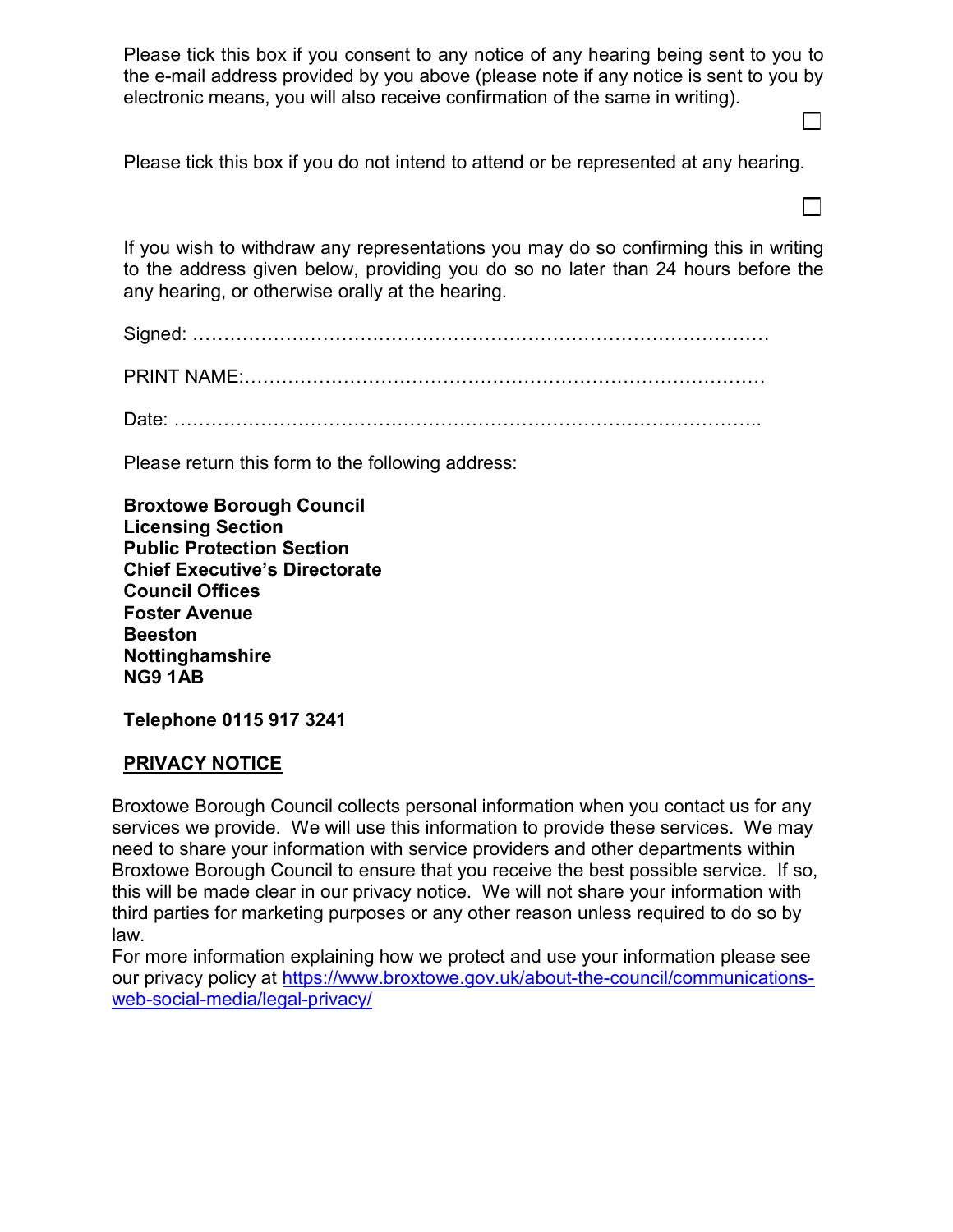Please tick this box if you consent to any notice of any hearing being sent to you to the e-mail address provided by you above (please note if any notice is sent to you by electronic means, you will also receive confirmation of the same in writing).

☐

Please tick this box if you do not intend to attend or be represented at any hearing.

☐

If you wish to withdraw any representations you may do so confirming this in writing to the address given below, providing you do so no later than 24 hours before the any hearing, or otherwise orally at the hearing.

Signed: ……………………………………………………………………………

PRINT NAME:……………………………………………………………………

Date: ……………………………………………………………………………..

Please return this form to the following address:

**Broxtowe Borough Council**
**Licensing Section**
**Public Protection Section**
**Chief Executive's Directorate**
**Council Offices**
**Foster Avenue**
**Beeston**
**Nottinghamshire**
**NG9 1AB**

**Telephone 0115 917 3241**

## PRIVACY NOTICE

Broxtowe Borough Council collects personal information when you contact us for any services we provide. We will use this information to provide these services. We may need to share your information with service providers and other departments within Broxtowe Borough Council to ensure that you receive the best possible service. If so, this will be made clear in our privacy notice. We will not share your information with third parties for marketing purposes or any other reason unless required to do so by law.

For more information explaining how we protect and use your information please see our privacy policy at https://www.broxtowe.gov.uk/about-the-council/communications-web-social-media/legal-privacy/